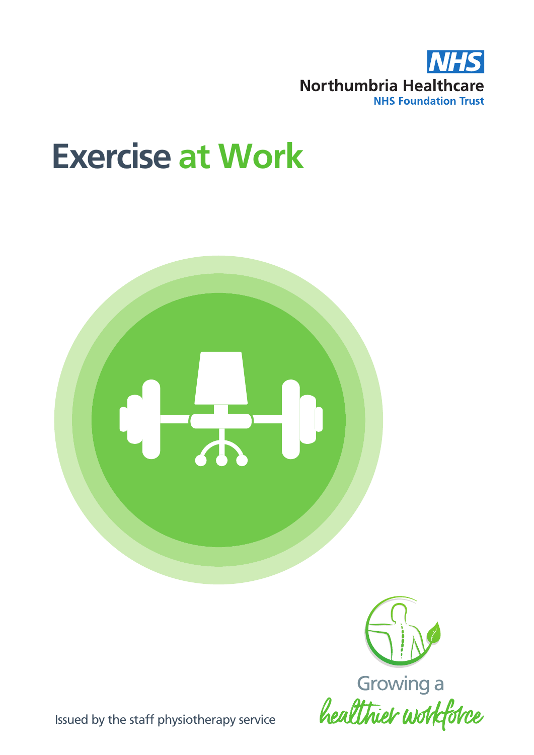NHS

Northumbria Healthcare
NHS Foundation Trust

# Exercise at Work

Growing a
healthier workforce

Issued by the staff physiotherapy service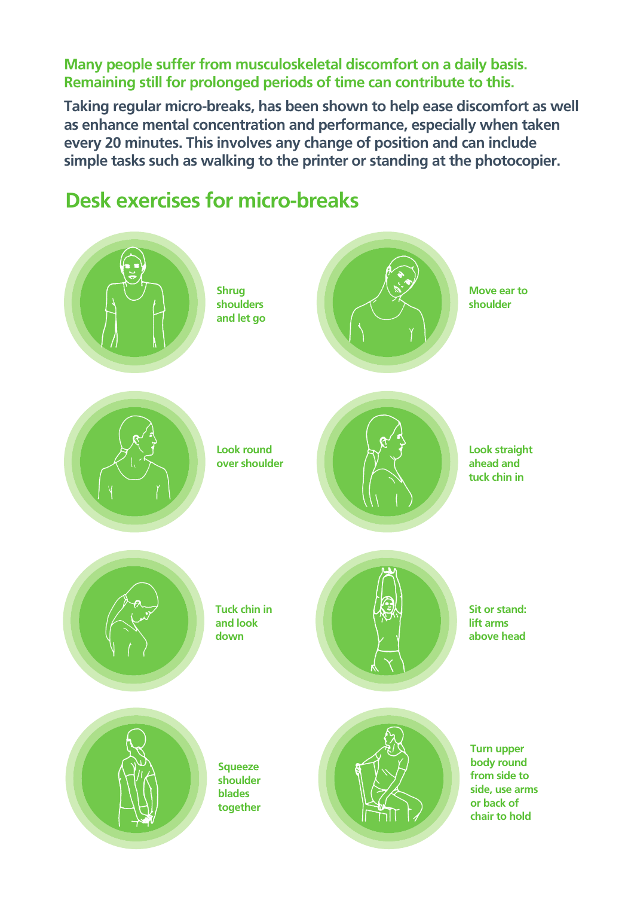**Many people suffer from musculoskeletal discomfort on a daily basis. Remaining still for prolonged periods of time can contribute to this.**

**Taking regular micro-breaks, has been shown to help ease discomfort as well as enhance mental concentration and performance, especially when taken every 20 minutes. This involves any change of position and can include simple tasks such as walking to the printer or standing at the photocopier.**

## Desk exercises for micro-breaks

- Shrug shoulders and let go
- Move ear to shoulder
- Look round over shoulder
- Look straight ahead and tuck chin in
- Tuck chin in and look down
- Sit or stand: lift arms above head
- Squeeze shoulder blades together
- Turn upper body round from side to side, use arms or back of chair to hold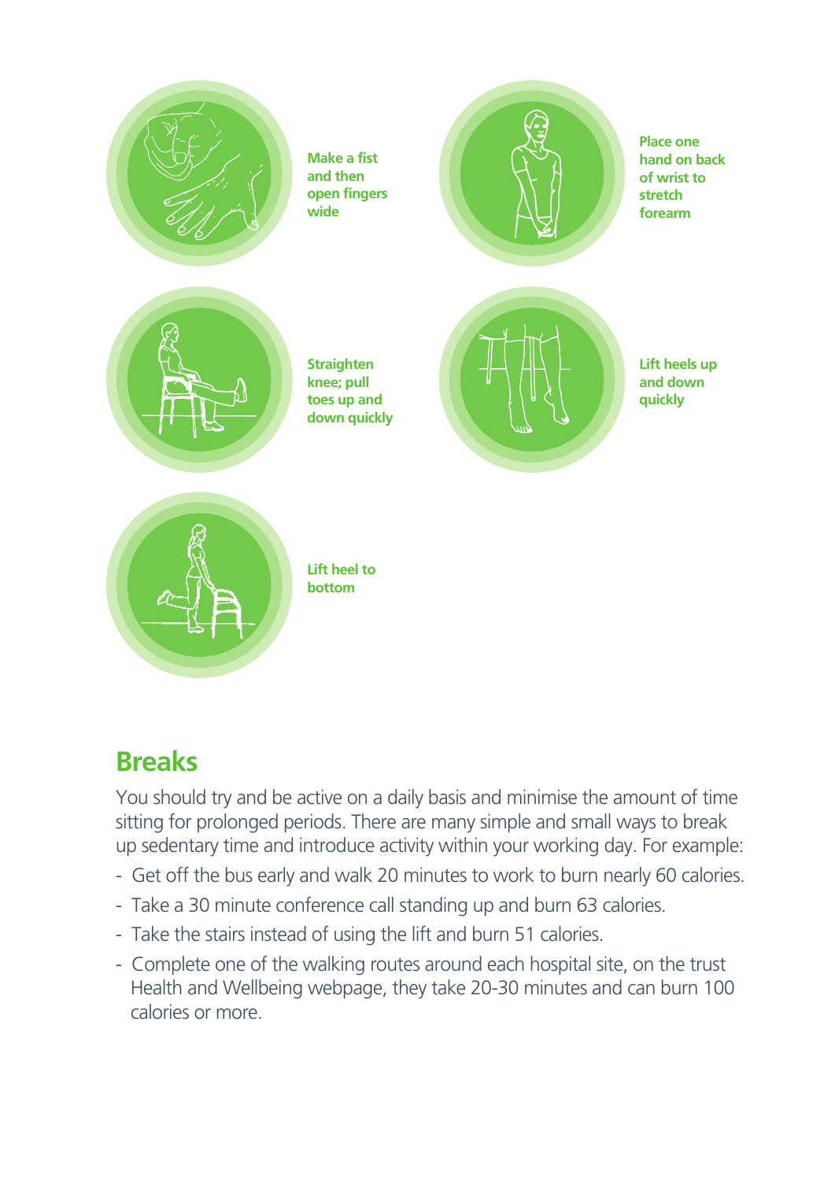Make a fist and then open fingers wide

Place one hand on back of wrist to stretch forearm

Straighten knee; pull toes up and down quickly

Lift heels up and down quickly

Lift heel to bottom

## Breaks

You should try and be active on a daily basis and minimise the amount of time sitting for prolonged periods. There are many simple and small ways to break up sedentary time and introduce activity within your working day. For example:

- Get off the bus early and walk 20 minutes to work to burn nearly 60 calories.
- Take a 30 minute conference call standing up and burn 63 calories.
- Take the stairs instead of using the lift and burn 51 calories.
- Complete one of the walking routes around each hospital site, on the trust Health and Wellbeing webpage, they take 20-30 minutes and can burn 100 calories or more.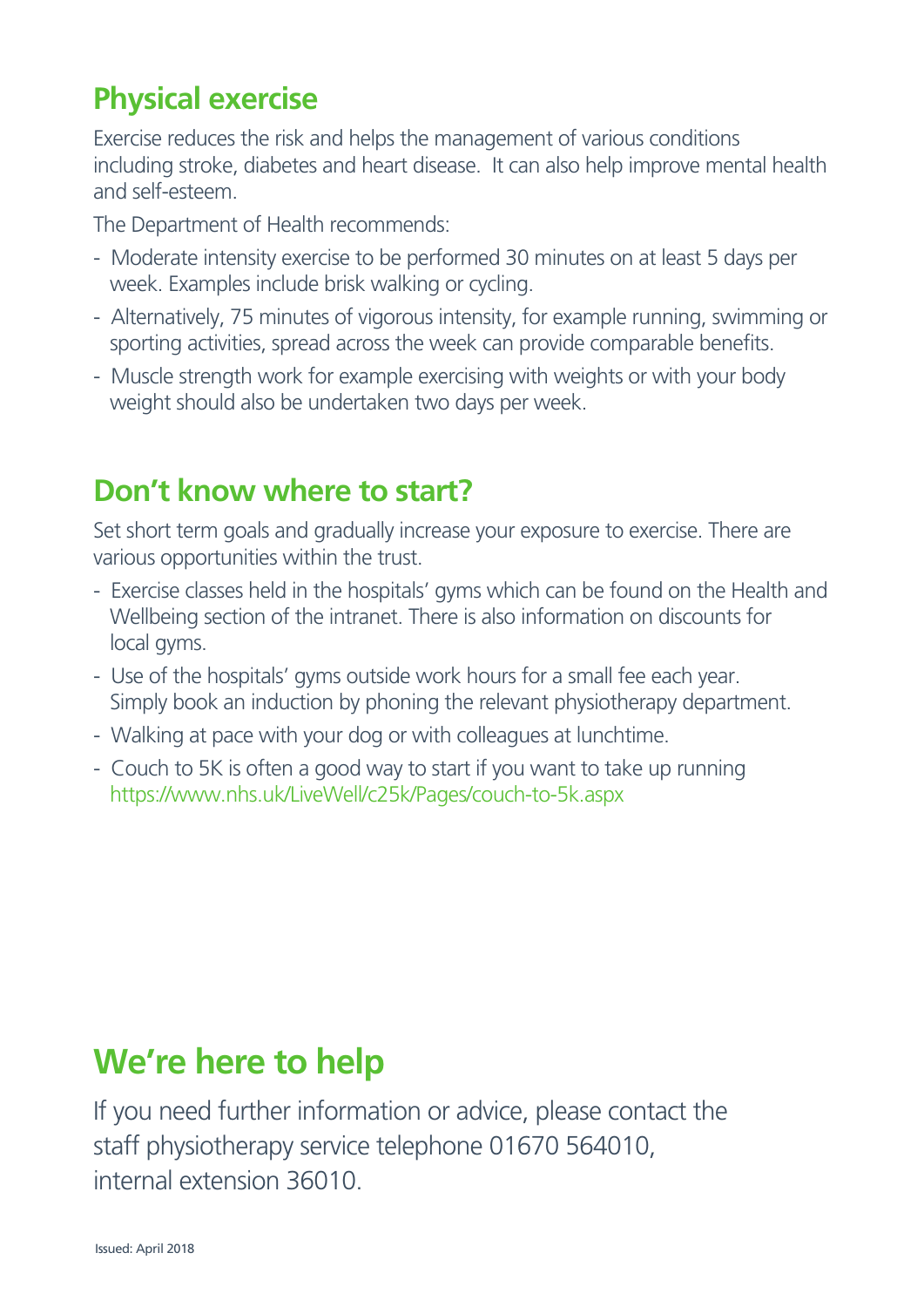## Physical exercise

Exercise reduces the risk and helps the management of various conditions including stroke, diabetes and heart disease. It can also help improve mental health and self-esteem.

The Department of Health recommends:

- Moderate intensity exercise to be performed 30 minutes on at least 5 days per week. Examples include brisk walking or cycling.
- Alternatively, 75 minutes of vigorous intensity, for example running, swimming or sporting activities, spread across the week can provide comparable benefits.
- Muscle strength work for example exercising with weights or with your body weight should also be undertaken two days per week.

## Don't know where to start?

Set short term goals and gradually increase your exposure to exercise. There are various opportunities within the trust.

- Exercise classes held in the hospitals' gyms which can be found on the Health and Wellbeing section of the intranet. There is also information on discounts for local gyms.
- Use of the hospitals' gyms outside work hours for a small fee each year. Simply book an induction by phoning the relevant physiotherapy department.
- Walking at pace with your dog or with colleagues at lunchtime.
- Couch to 5K is often a good way to start if you want to take up running https://www.nhs.uk/LiveWell/c25k/Pages/couch-to-5k.aspx

# We're here to help

If you need further information or advice, please contact the staff physiotherapy service telephone 01670 564010, internal extension 36010.

Issued: April 2018